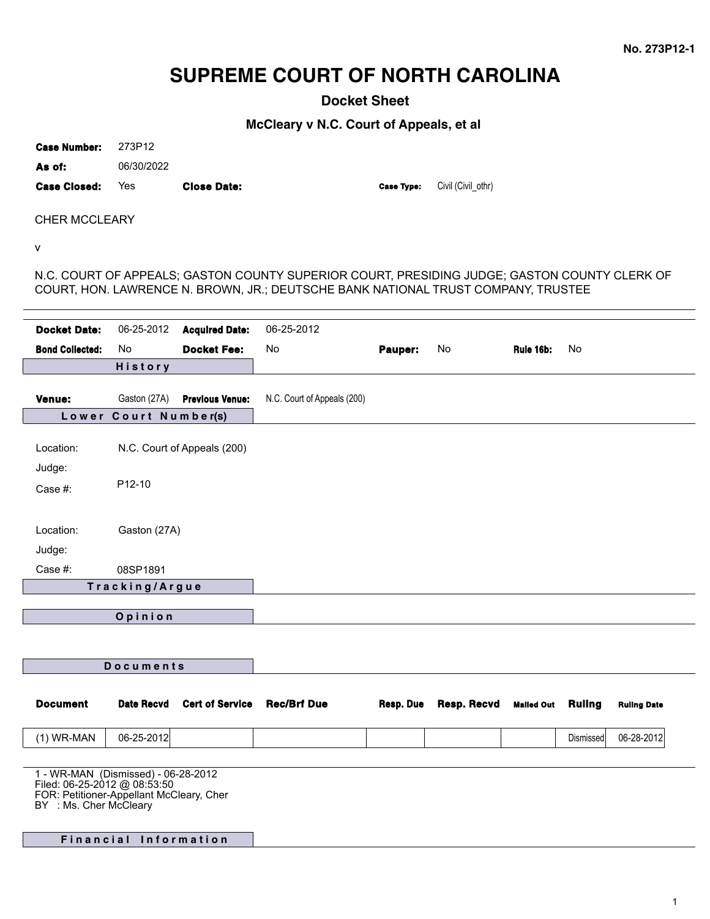No. 273P12-1

# SUPREME COURT OF NORTH CAROLINA

## Docket Sheet

### McCleary v N.C. Court of Appeals, et al

**Case Number:** 273P12

**As of:** 06/30/2022

**Case Closed:** Yes **Close Date:** **Case Type:** Civil (Civil_othr)

CHER MCCLEARY

v

N.C. COURT OF APPEALS; GASTON COUNTY SUPERIOR COURT, PRESIDING JUDGE; GASTON COUNTY CLERK OF COURT, HON. LAWRENCE N. BROWN, JR.; DEUTSCHE BANK NATIONAL TRUST COMPANY, TRUSTEE

---

**Docket Date:** 06-25-2012 **Acquired Date:** 06-25-2012

**Bond Collected:** No **Docket Fee:** No **Pauper:** No **Rule 16b:** No

#### History

**Venue:** Gaston (27A) **Previous Venue:** N.C. Court of Appeals (200)

#### Lower Court Number(s)

Location: N.C. Court of Appeals (200)

Judge:

Case #: P12-10

Location: Gaston (27A)

Judge:

Case #: 08SP1891

#### Tracking/Argue

#### Opinion

#### Documents

| Document | Date Recvd | Cert of Service | Rec/Brf Due | Resp. Due | Resp. Recvd | Mailed Out | Ruling | Ruling Date |
|---|---|---|---|---|---|---|---|---|
| (1) WR-MAN | 06-25-2012 | | | | | | Dismissed | 06-28-2012 |

1 - WR-MAN (Dismissed) - 06-28-2012
Filed: 06-25-2012 @ 08:53:50
FOR: Petitioner-Appellant McCleary, Cher
BY : Ms. Cher McCleary

#### Financial Information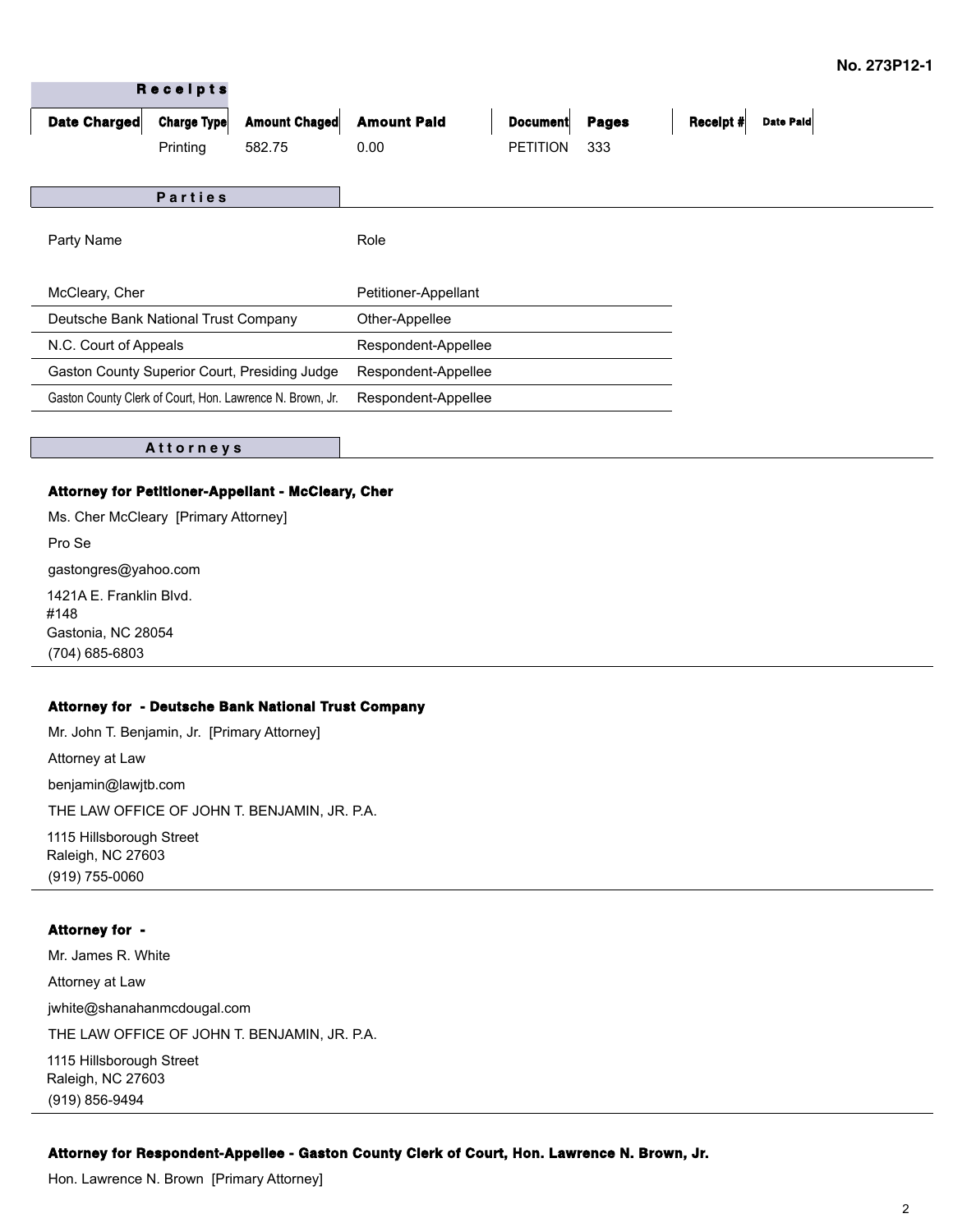No. 273P12-1

## Receipts

| Date Charged | Charge Type | Amount Chaged | Amount Paid | Document | Pages | Receipt # | Date Paid |
|---|---|---|---|---|---|---|---|
| | Printing | 582.75 | 0.00 | PETITION | 333 | | |

## Parties

| Party Name | Role |
|---|---|
| McCleary, Cher | Petitioner-Appellant |
| Deutsche Bank National Trust Company | Other-Appellee |
| N.C. Court of Appeals | Respondent-Appellee |
| Gaston County Superior Court, Presiding Judge | Respondent-Appellee |
| Gaston County Clerk of Court, Hon. Lawrence N. Brown, Jr. | Respondent-Appellee |

## Attorneys

**Attorney for Petitioner-Appellant - McCleary, Cher**

Ms. Cher McCleary [Primary Attorney]

Pro Se

gastongres@yahoo.com

1421A E. Franklin Blvd.
#148
Gastonia, NC 28054

(704) 685-6803

**Attorney for - Deutsche Bank National Trust Company**

Mr. John T. Benjamin, Jr. [Primary Attorney]

Attorney at Law

benjamin@lawjtb.com

THE LAW OFFICE OF JOHN T. BENJAMIN, JR. P.A.

1115 Hillsborough Street
Raleigh, NC 27603

(919) 755-0060

**Attorney for -**

Mr. James R. White

Attorney at Law

jwhite@shanahanmcdougal.com

THE LAW OFFICE OF JOHN T. BENJAMIN, JR. P.A.

1115 Hillsborough Street
Raleigh, NC 27603

(919) 856-9494

**Attorney for Respondent-Appellee - Gaston County Clerk of Court, Hon. Lawrence N. Brown, Jr.**

Hon. Lawrence N. Brown [Primary Attorney]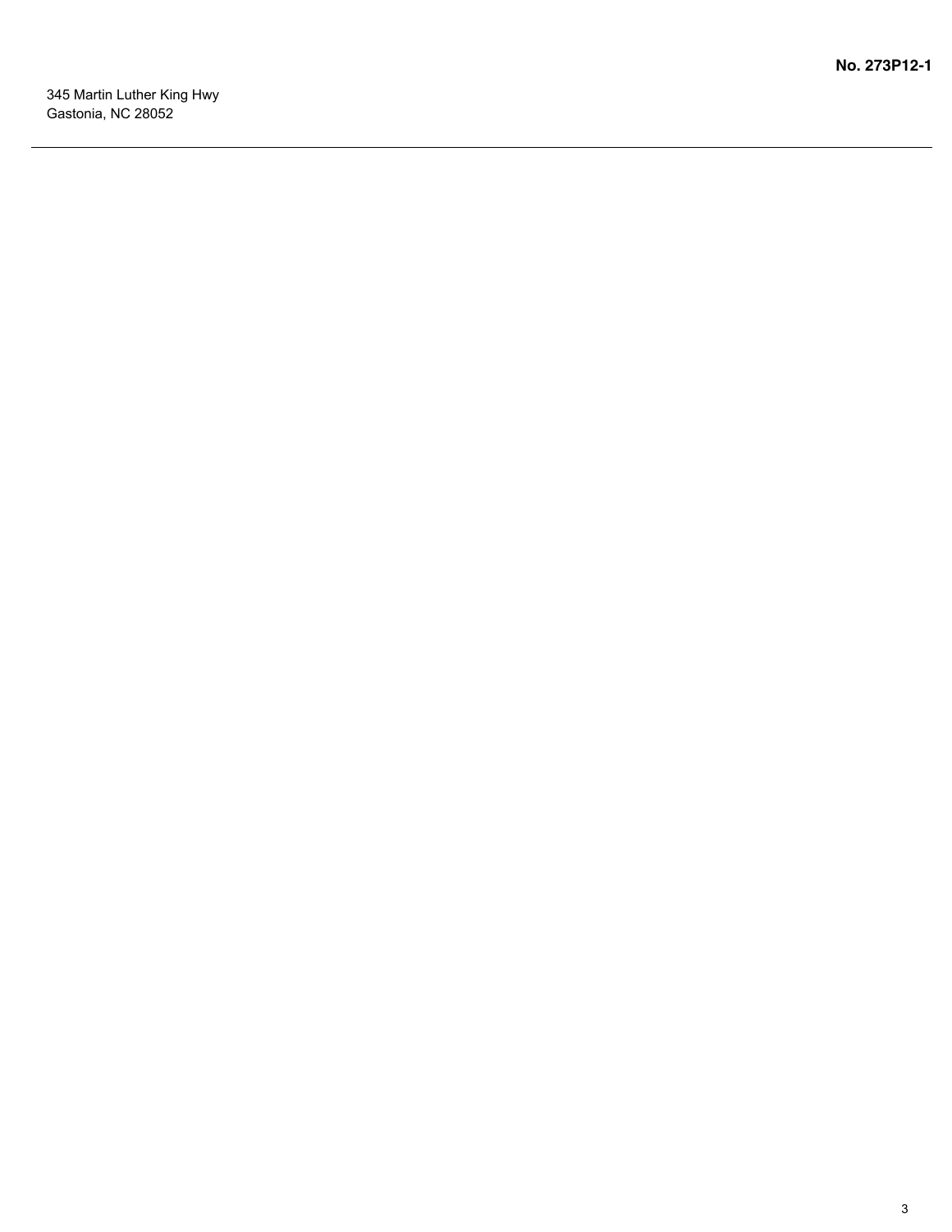**No. 273P12-1**

345 Martin Luther King Hwy
Gastonia, NC 28052